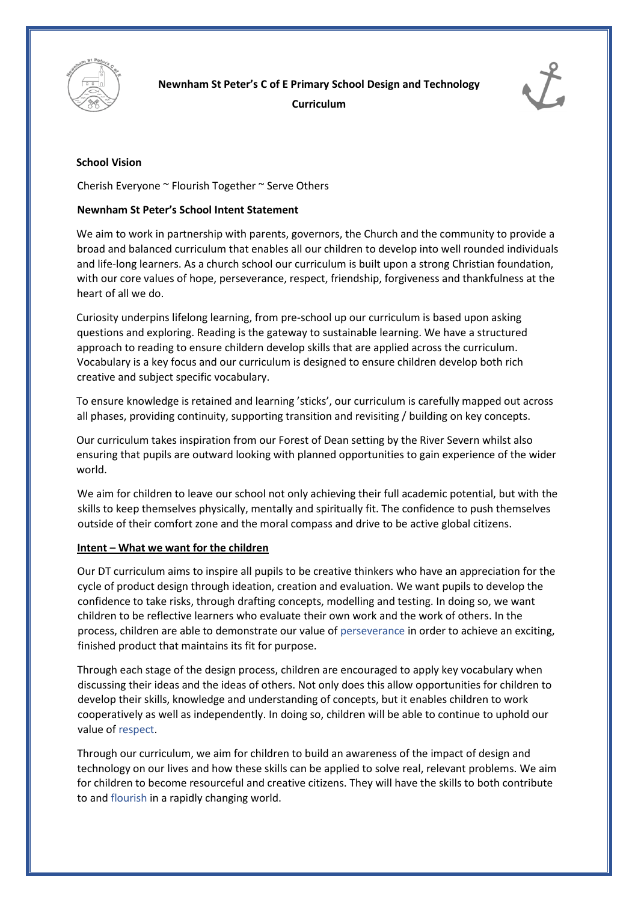# Newnham St Peter's C of E Primary School Design and Technology Curriculum

**School Vision**

Cherish Everyone ~ Flourish Together ~ Serve Others

**Newnham St Peter's School Intent Statement**

We aim to work in partnership with parents, governors, the Church and the community to provide a broad and balanced curriculum that enables all our children to develop into well rounded individuals and life-long learners. As a church school our curriculum is built upon a strong Christian foundation, with our core values of hope, perseverance, respect, friendship, forgiveness and thankfulness at the heart of all we do.

Curiosity underpins lifelong learning, from pre-school up our curriculum is based upon asking questions and exploring. Reading is the gateway to sustainable learning. We have a structured approach to reading to ensure childern develop skills that are applied across the curriculum. Vocabulary is a key focus and our curriculum is designed to ensure children develop both rich creative and subject specific vocabulary.

To ensure knowledge is retained and learning 'sticks', our curriculum is carefully mapped out across all phases, providing continuity, supporting transition and revisiting / building on key concepts.

Our curriculum takes inspiration from our Forest of Dean setting by the River Severn whilst also ensuring that pupils are outward looking with planned opportunities to gain experience of the wider world.

We aim for children to leave our school not only achieving their full academic potential, but with the skills to keep themselves physically, mentally and spiritually fit. The confidence to push themselves outside of their comfort zone and the moral compass and drive to be active global citizens.

**Intent – What we want for the children**

Our DT curriculum aims to inspire all pupils to be creative thinkers who have an appreciation for the cycle of product design through ideation, creation and evaluation. We want pupils to develop the confidence to take risks, through drafting concepts, modelling and testing. In doing so, we want children to be reflective learners who evaluate their own work and the work of others. In the process, children are able to demonstrate our value of perseverance in order to achieve an exciting, finished product that maintains its fit for purpose.

Through each stage of the design process, children are encouraged to apply key vocabulary when discussing their ideas and the ideas of others. Not only does this allow opportunities for children to develop their skills, knowledge and understanding of concepts, but it enables children to work cooperatively as well as independently. In doing so, children will be able to continue to uphold our value of respect.

Through our curriculum, we aim for children to build an awareness of the impact of design and technology on our lives and how these skills can be applied to solve real, relevant problems. We aim for children to become resourceful and creative citizens. They will have the skills to both contribute to and flourish in a rapidly changing world.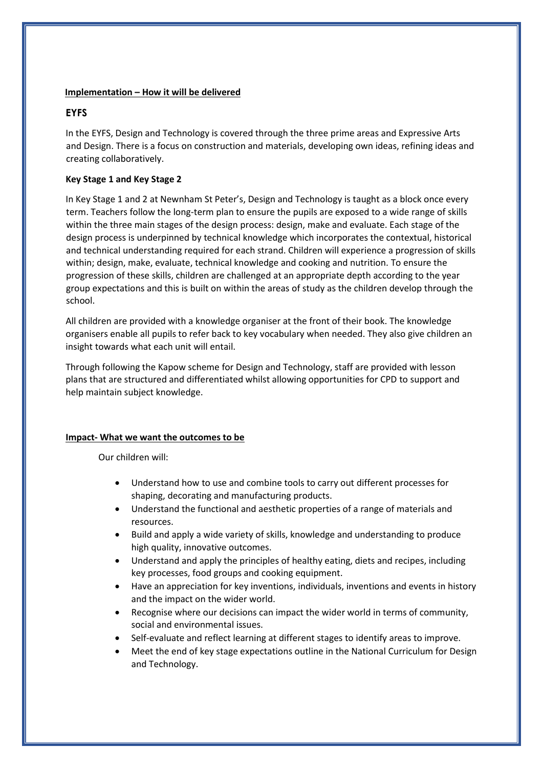**Implementation – How it will be delivered**

## EYFS

In the EYFS, Design and Technology is covered through the three prime areas and Expressive Arts and Design. There is a focus on construction and materials, developing own ideas, refining ideas and creating collaboratively.

**Key Stage 1 and Key Stage 2**

In Key Stage 1 and 2 at Newnham St Peter's, Design and Technology is taught as a block once every term. Teachers follow the long-term plan to ensure the pupils are exposed to a wide range of skills within the three main stages of the design process: design, make and evaluate. Each stage of the design process is underpinned by technical knowledge which incorporates the contextual, historical and technical understanding required for each strand. Children will experience a progression of skills within; design, make, evaluate, technical knowledge and cooking and nutrition. To ensure the progression of these skills, children are challenged at an appropriate depth according to the year group expectations and this is built on within the areas of study as the children develop through the school.

All children are provided with a knowledge organiser at the front of their book. The knowledge organisers enable all pupils to refer back to key vocabulary when needed. They also give children an insight towards what each unit will entail.

Through following the Kapow scheme for Design and Technology, staff are provided with lesson plans that are structured and differentiated whilst allowing opportunities for CPD to support and help maintain subject knowledge.

**Impact- What we want the outcomes to be**

Our children will:

- Understand how to use and combine tools to carry out different processes for shaping, decorating and manufacturing products.
- Understand the functional and aesthetic properties of a range of materials and resources.
- Build and apply a wide variety of skills, knowledge and understanding to produce high quality, innovative outcomes.
- Understand and apply the principles of healthy eating, diets and recipes, including key processes, food groups and cooking equipment.
- Have an appreciation for key inventions, individuals, inventions and events in history and the impact on the wider world.
- Recognise where our decisions can impact the wider world in terms of community, social and environmental issues.
- Self-evaluate and reflect learning at different stages to identify areas to improve.
- Meet the end of key stage expectations outline in the National Curriculum for Design and Technology.